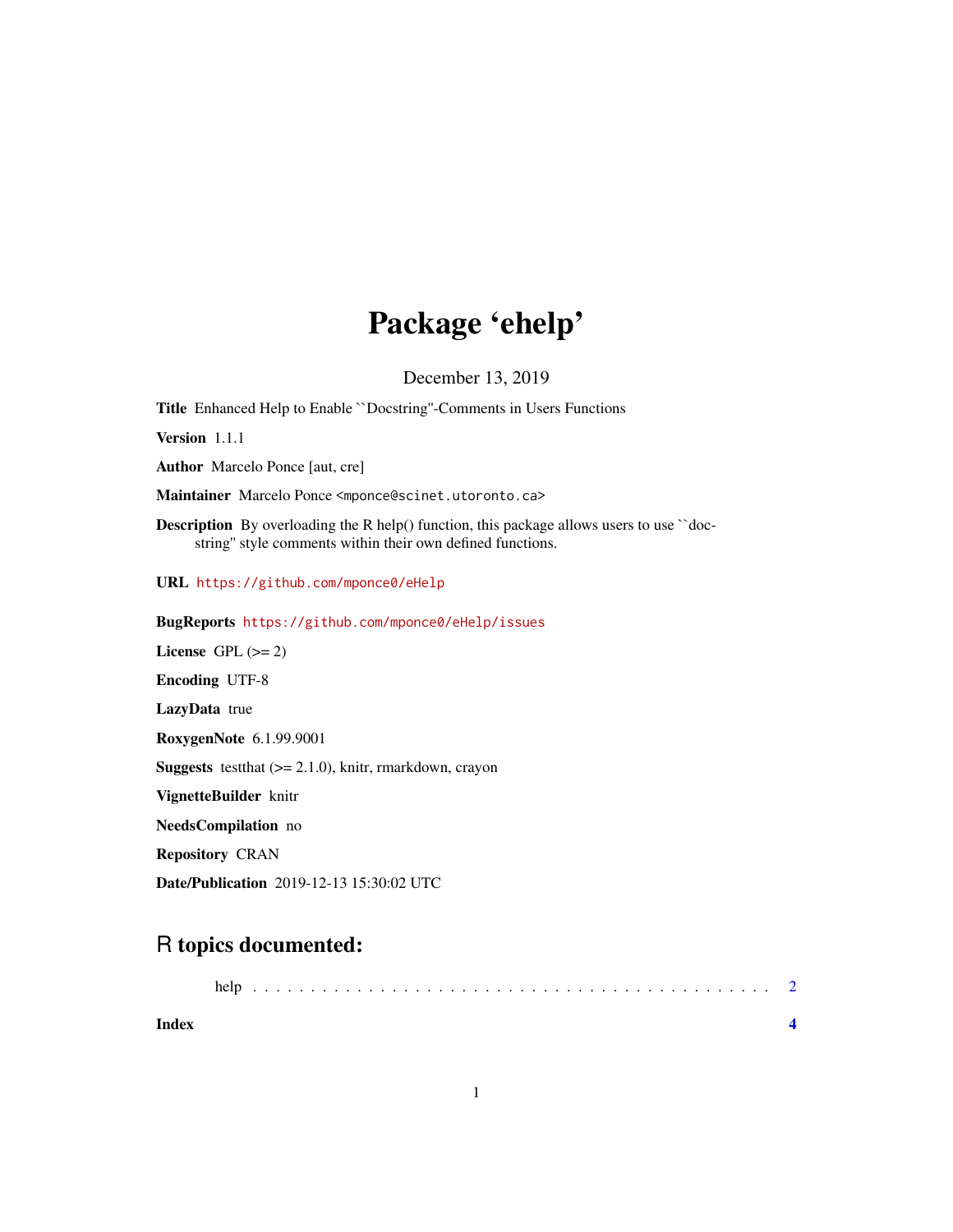# Package 'ehelp'

December 13, 2019

**Title** Enhanced Help to Enable ``Docstring''-Comments in Users Functions

**Version** 1.1.1

**Author** Marcelo Ponce [aut, cre]

**Maintainer** Marcelo Ponce <mponce@scinet.utoronto.ca>

**Description** By overloading the R help() function, this package allows users to use ``docstring'' style comments within their own defined functions.

**URL** https://github.com/mponce0/eHelp

**BugReports** https://github.com/mponce0/eHelp/issues

**License** GPL (>= 2)

**Encoding** UTF-8

**LazyData** true

**RoxygenNote** 6.1.99.9001

**Suggests** testthat (>= 2.1.0), knitr, rmarkdown, crayon

**VignetteBuilder** knitr

**NeedsCompilation** no

**Repository** CRAN

**Date/Publication** 2019-12-13 15:30:02 UTC

## R topics documented:

help . . . . . . . . . . . . . . . . . . . . . . . . . . . . . . . . . . . . . . . . . . . . 2

**Index** **4**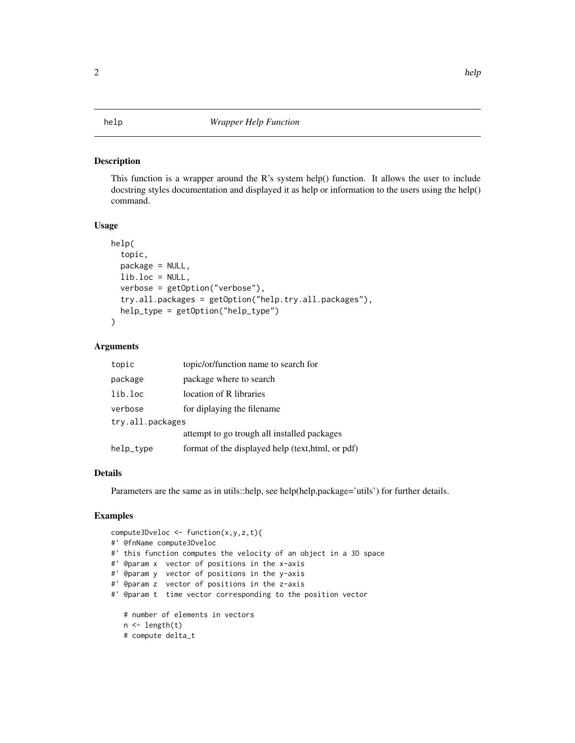## help — *Wrapper Help Function*

### Description

This function is a wrapper around the R's system help() function. It allows the user to include docstring styles documentation and displayed it as help or information to the users using the help() command.

### Usage

```
help(
  topic,
  package = NULL,
  lib.loc = NULL,
  verbose = getOption("verbose"),
  try.all.packages = getOption("help.try.all.packages"),
  help_type = getOption("help_type")
)
```

### Arguments

| | |
|---|---|
| `topic` | topic/or/function name to search for |
| `package` | package where to search |
| `lib.loc` | location of R libraries |
| `verbose` | for diplaying the filename |
| `try.all.packages` | attempt to go trough all installed packages |
| `help_type` | format of the displayed help (text,html, or pdf) |

### Details

Parameters are the same as in utils::help, see help(help,package='utils') for further details.

### Examples

```
compute3Dveloc <- function(x,y,z,t){
#' @fnName compute3Dveloc
#' this function computes the velocity of an object in a 3D space
#' @param x  vector of positions in the x-axis
#' @param y  vector of positions in the y-axis
#' @param z  vector of positions in the z-axis
#' @param t  time vector corresponding to the position vector

   # number of elements in vectors
   n <- length(t)
   # compute delta_t
```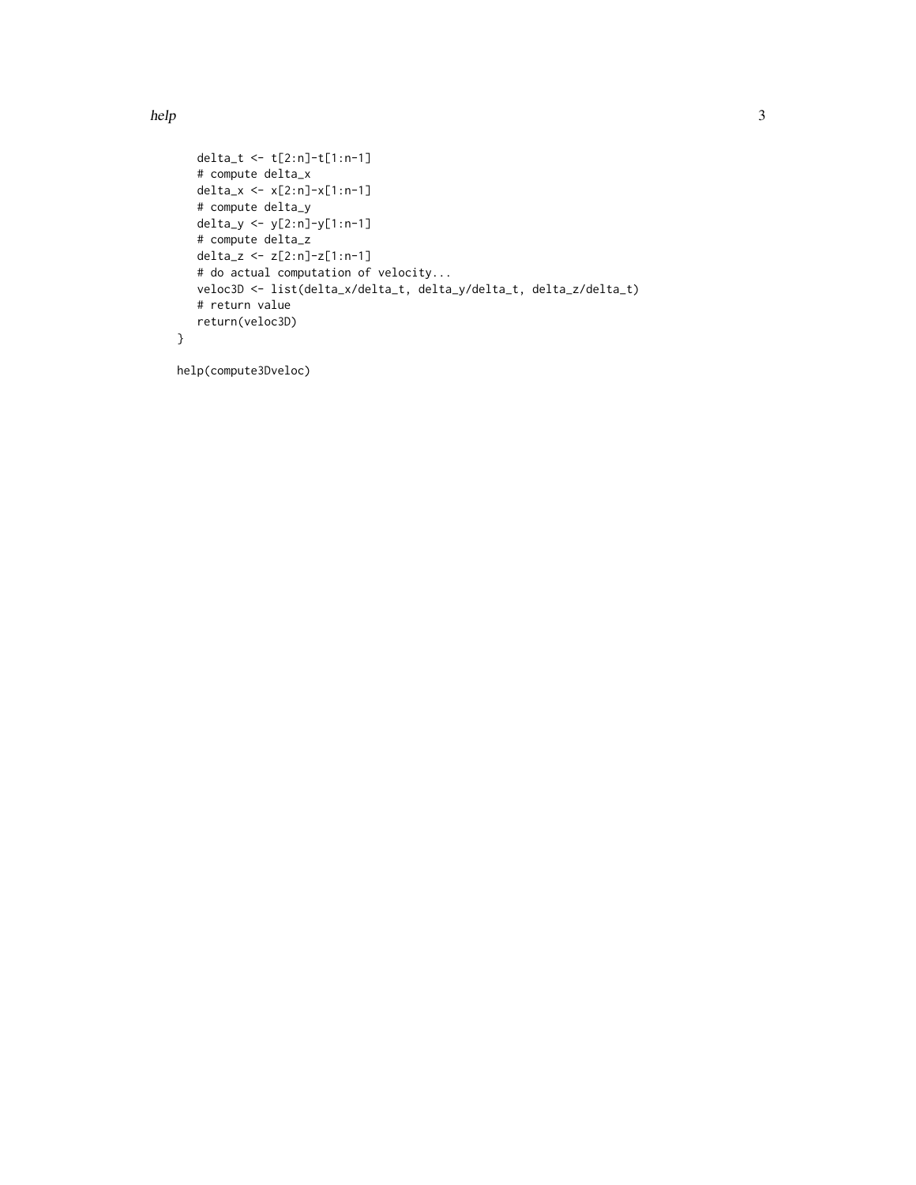```
    delta_t <- t[2:n]-t[1:n-1]
    # compute delta_x
    delta_x <- x[2:n]-x[1:n-1]
    # compute delta_y
    delta_y <- y[2:n]-y[1:n-1]
    # compute delta_z
    delta_z <- z[2:n]-z[1:n-1]
    # do actual computation of velocity...
    veloc3D <- list(delta_x/delta_t, delta_y/delta_t, delta_z/delta_t)
    # return value
    return(veloc3D)
}

help(compute3Dveloc)
```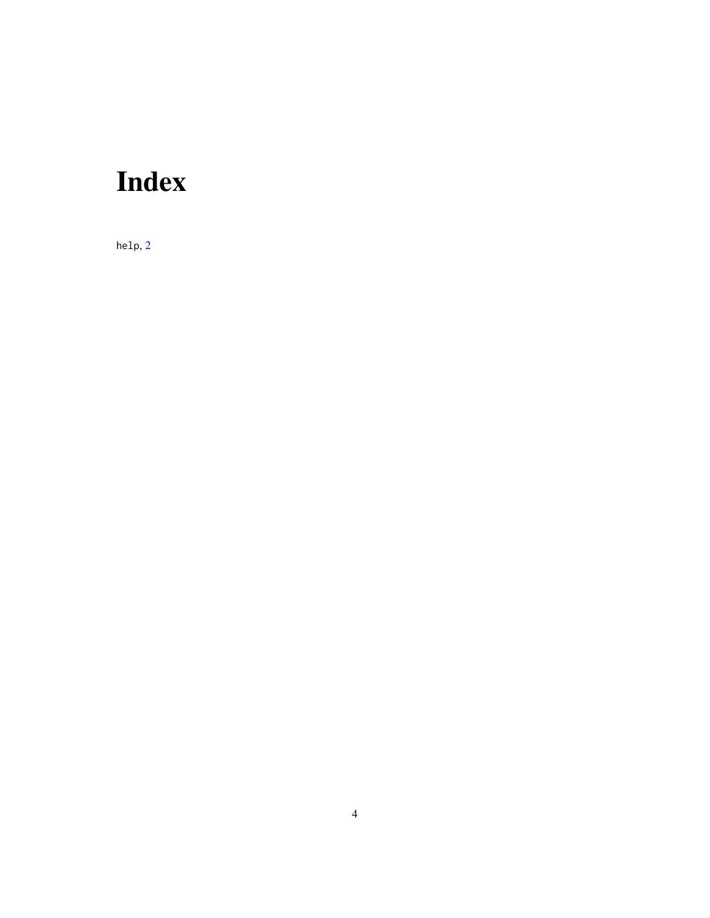# Index

`help`, 2